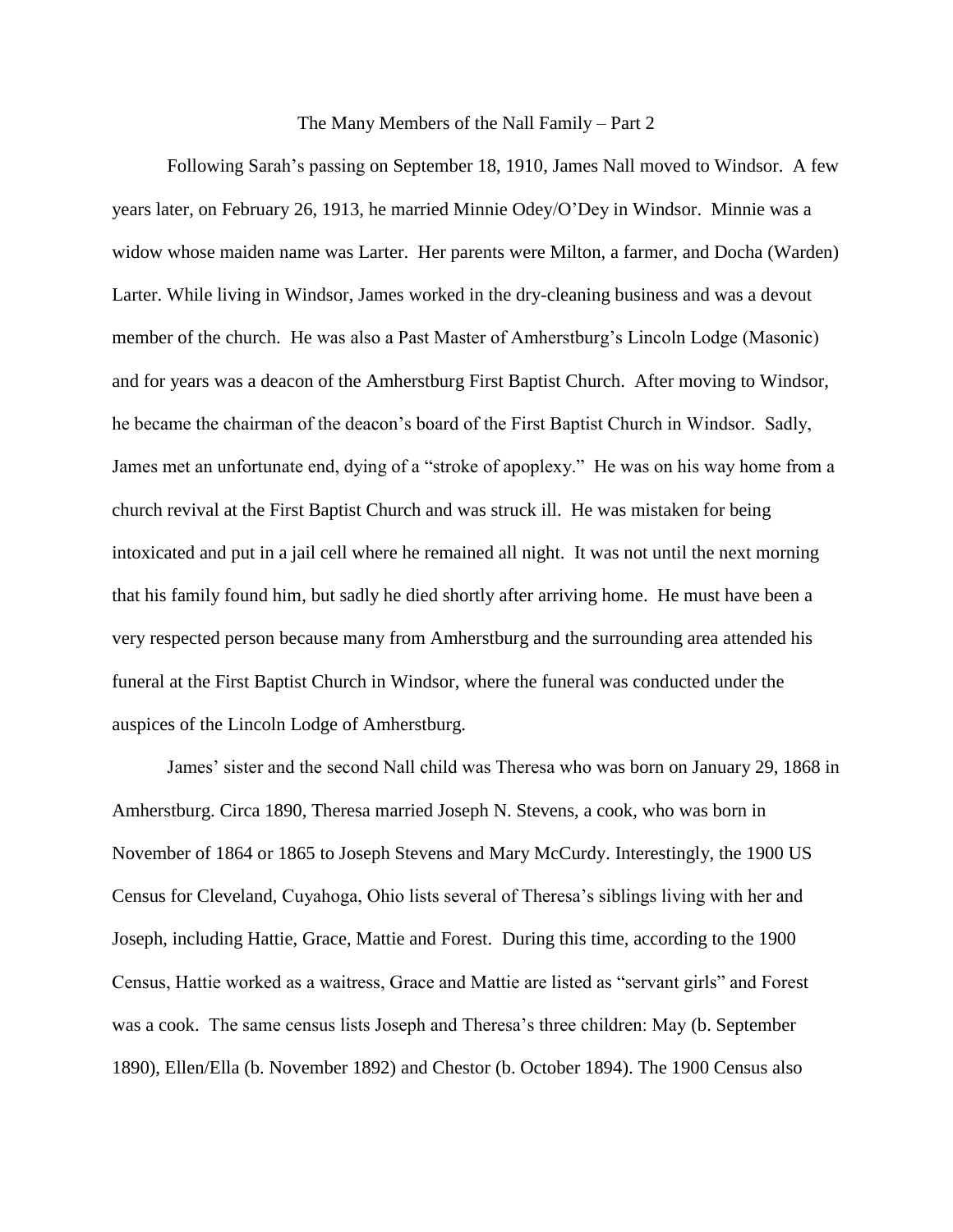# The Many Members of the Nall Family – Part 2

Following Sarah's passing on September 18, 1910, James Nall moved to Windsor. A few years later, on February 26, 1913, he married Minnie Odey/O'Dey in Windsor. Minnie was a widow whose maiden name was Larter. Her parents were Milton, a farmer, and Docha (Warden) Larter. While living in Windsor, James worked in the dry-cleaning business and was a devout member of the church. He was also a Past Master of Amherstburg's Lincoln Lodge (Masonic) and for years was a deacon of the Amherstburg First Baptist Church. After moving to Windsor, he became the chairman of the deacon's board of the First Baptist Church in Windsor. Sadly, James met an unfortunate end, dying of a "stroke of apoplexy." He was on his way home from a church revival at the First Baptist Church and was struck ill. He was mistaken for being intoxicated and put in a jail cell where he remained all night. It was not until the next morning that his family found him, but sadly he died shortly after arriving home. He must have been a very respected person because many from Amherstburg and the surrounding area attended his funeral at the First Baptist Church in Windsor, where the funeral was conducted under the auspices of the Lincoln Lodge of Amherstburg.

James' sister and the second Nall child was Theresa who was born on January 29, 1868 in Amherstburg. Circa 1890, Theresa married Joseph N. Stevens, a cook, who was born in November of 1864 or 1865 to Joseph Stevens and Mary McCurdy. Interestingly, the 1900 US Census for Cleveland, Cuyahoga, Ohio lists several of Theresa's siblings living with her and Joseph, including Hattie, Grace, Mattie and Forest. During this time, according to the 1900 Census, Hattie worked as a waitress, Grace and Mattie are listed as "servant girls" and Forest was a cook. The same census lists Joseph and Theresa's three children: May (b. September 1890), Ellen/Ella (b. November 1892) and Chestor (b. October 1894). The 1900 Census also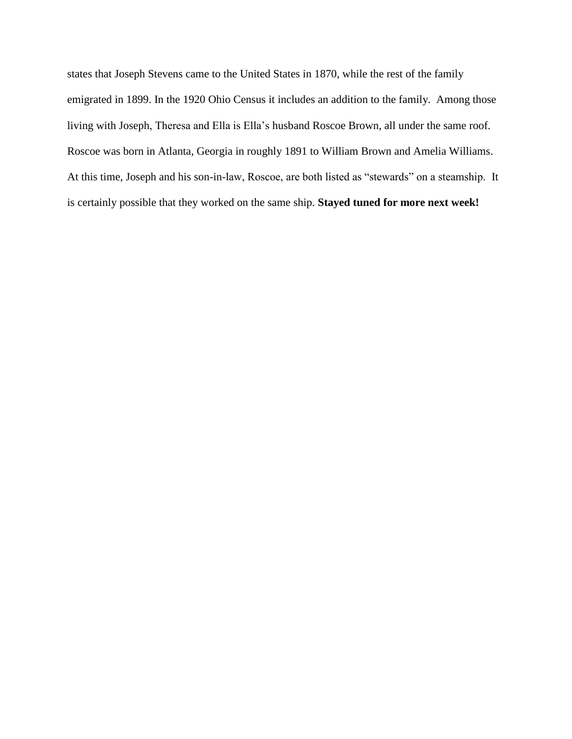states that Joseph Stevens came to the United States in 1870, while the rest of the family emigrated in 1899. In the 1920 Ohio Census it includes an addition to the family. Among those living with Joseph, Theresa and Ella is Ella's husband Roscoe Brown, all under the same roof. Roscoe was born in Atlanta, Georgia in roughly 1891 to William Brown and Amelia Williams. At this time, Joseph and his son-in-law, Roscoe, are both listed as "stewards" on a steamship. It is certainly possible that they worked on the same ship. **Stayed tuned for more next week!**